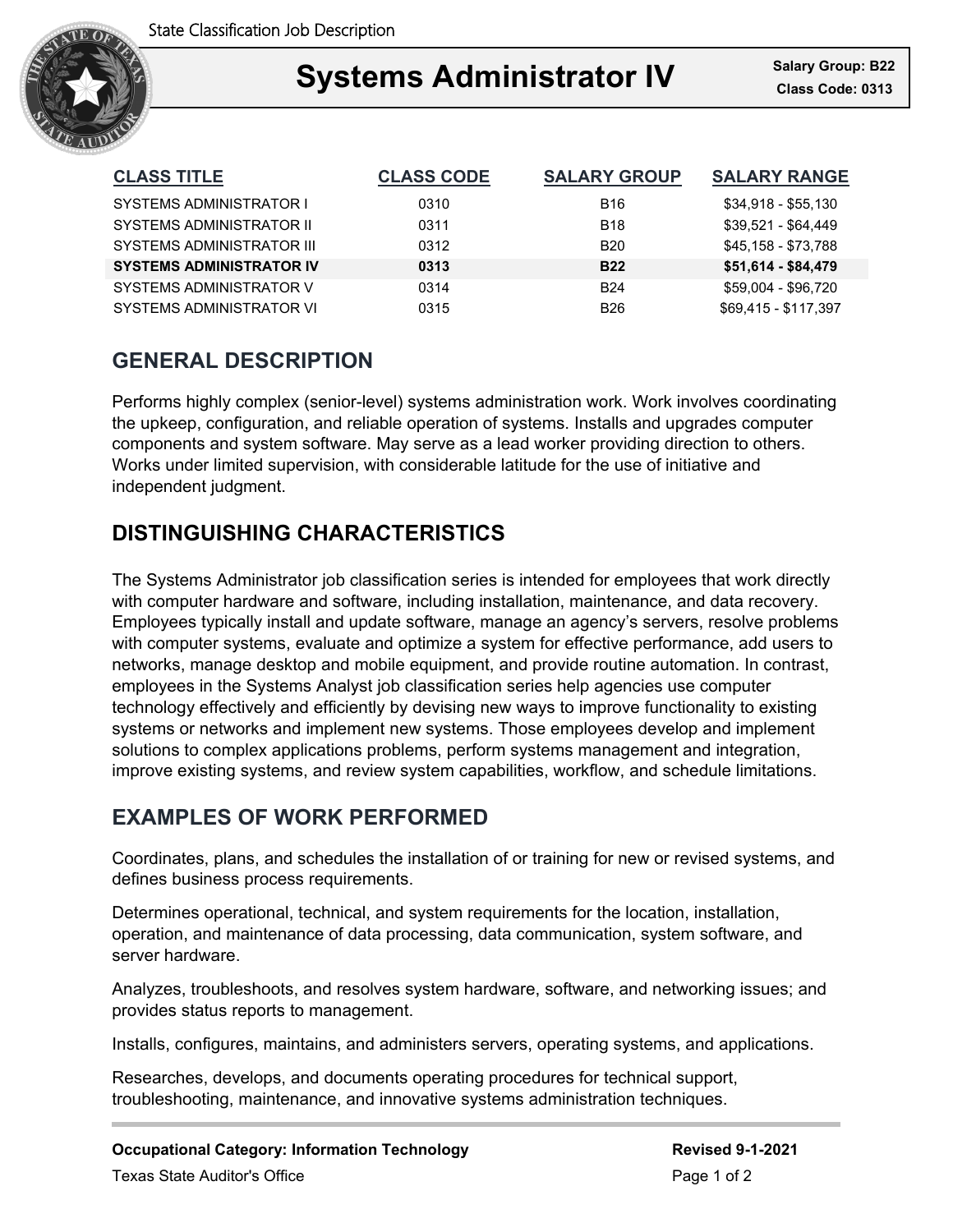State Classification Job Description

# Systems Administrator IV

**Salary Group: B22**
**Class Code: 0313**

| CLASS TITLE | CLASS CODE | SALARY GROUP | SALARY RANGE |
|---|---|---|---|
| SYSTEMS ADMINISTRATOR I | 0310 | B16 | $34,918 - $55,130 |
| SYSTEMS ADMINISTRATOR II | 0311 | B18 | $39,521 - $64,449 |
| SYSTEMS ADMINISTRATOR III | 0312 | B20 | $45,158 - $73,788 |
| **SYSTEMS ADMINISTRATOR IV** | **0313** | **B22** | **$51,614 - $84,479** |
| SYSTEMS ADMINISTRATOR V | 0314 | B24 | $59,004 - $96,720 |
| SYSTEMS ADMINISTRATOR VI | 0315 | B26 | $69,415 - $117,397 |

## GENERAL DESCRIPTION

Performs highly complex (senior-level) systems administration work. Work involves coordinating the upkeep, configuration, and reliable operation of systems. Installs and upgrades computer components and system software. May serve as a lead worker providing direction to others. Works under limited supervision, with considerable latitude for the use of initiative and independent judgment.

## DISTINGUISHING CHARACTERISTICS

The Systems Administrator job classification series is intended for employees that work directly with computer hardware and software, including installation, maintenance, and data recovery. Employees typically install and update software, manage an agency's servers, resolve problems with computer systems, evaluate and optimize a system for effective performance, add users to networks, manage desktop and mobile equipment, and provide routine automation. In contrast, employees in the Systems Analyst job classification series help agencies use computer technology effectively and efficiently by devising new ways to improve functionality to existing systems or networks and implement new systems. Those employees develop and implement solutions to complex applications problems, perform systems management and integration, improve existing systems, and review system capabilities, workflow, and schedule limitations.

## EXAMPLES OF WORK PERFORMED

Coordinates, plans, and schedules the installation of or training for new or revised systems, and defines business process requirements.

Determines operational, technical, and system requirements for the location, installation, operation, and maintenance of data processing, data communication, system software, and server hardware.

Analyzes, troubleshoots, and resolves system hardware, software, and networking issues; and provides status reports to management.

Installs, configures, maintains, and administers servers, operating systems, and applications.

Researches, develops, and documents operating procedures for technical support, troubleshooting, maintenance, and innovative systems administration techniques.

**Occupational Category: Information Technology**
**Revised 9-1-2021**
Texas State Auditor's Office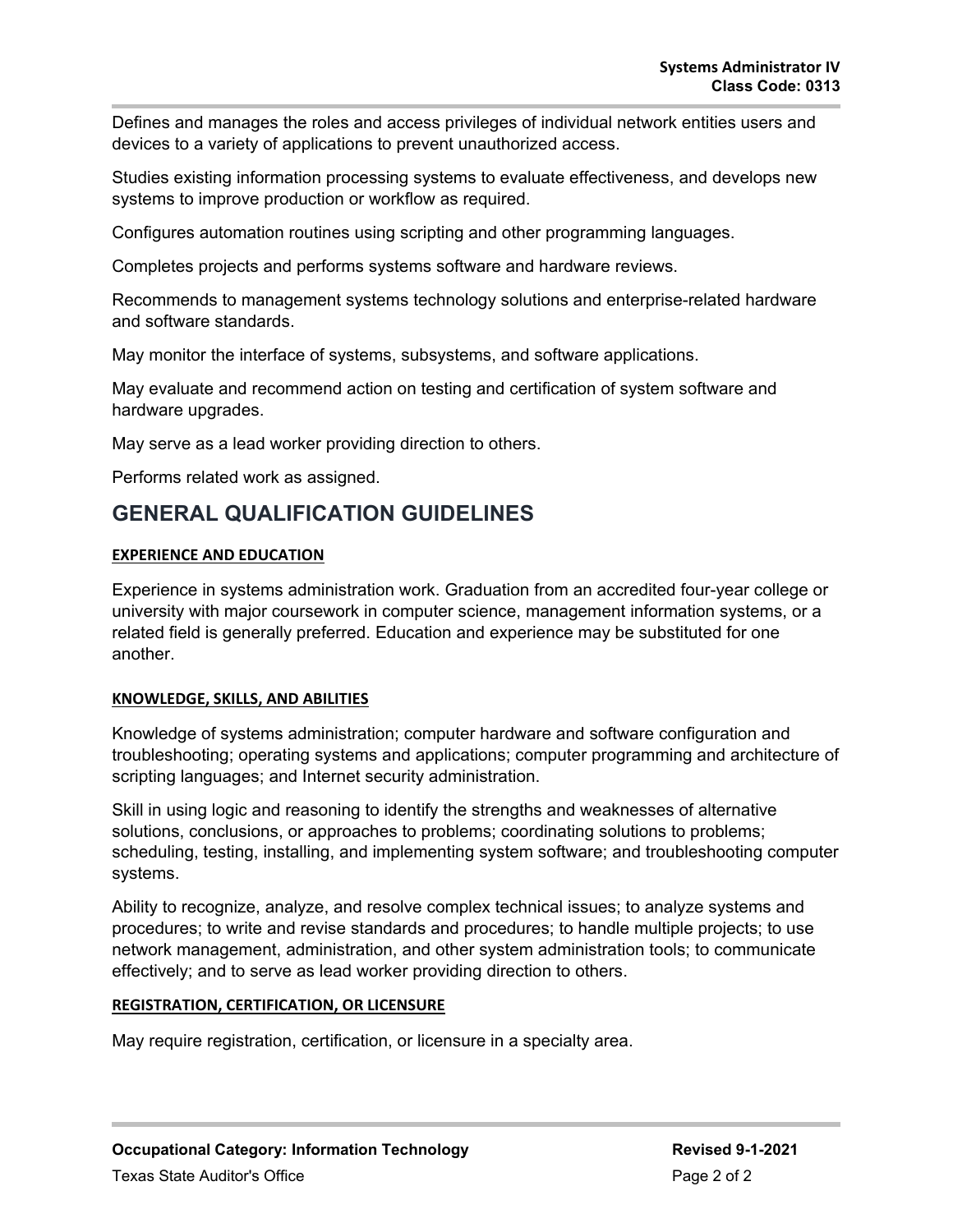Defines and manages the roles and access privileges of individual network entities users and devices to a variety of applications to prevent unauthorized access.

Studies existing information processing systems to evaluate effectiveness, and develops new systems to improve production or workflow as required.

Configures automation routines using scripting and other programming languages.

Completes projects and performs systems software and hardware reviews.

Recommends to management systems technology solutions and enterprise-related hardware and software standards.

May monitor the interface of systems, subsystems, and software applications.

May evaluate and recommend action on testing and certification of system software and hardware upgrades.

May serve as a lead worker providing direction to others.

Performs related work as assigned.

## GENERAL QUALIFICATION GUIDELINES

### EXPERIENCE AND EDUCATION

Experience in systems administration work. Graduation from an accredited four-year college or university with major coursework in computer science, management information systems, or a related field is generally preferred. Education and experience may be substituted for one another.

### KNOWLEDGE, SKILLS, AND ABILITIES

Knowledge of systems administration; computer hardware and software configuration and troubleshooting; operating systems and applications; computer programming and architecture of scripting languages; and Internet security administration.

Skill in using logic and reasoning to identify the strengths and weaknesses of alternative solutions, conclusions, or approaches to problems; coordinating solutions to problems; scheduling, testing, installing, and implementing system software; and troubleshooting computer systems.

Ability to recognize, analyze, and resolve complex technical issues; to analyze systems and procedures; to write and revise standards and procedures; to handle multiple projects; to use network management, administration, and other system administration tools; to communicate effectively; and to serve as lead worker providing direction to others.

### REGISTRATION, CERTIFICATION, OR LICENSURE

May require registration, certification, or licensure in a specialty area.